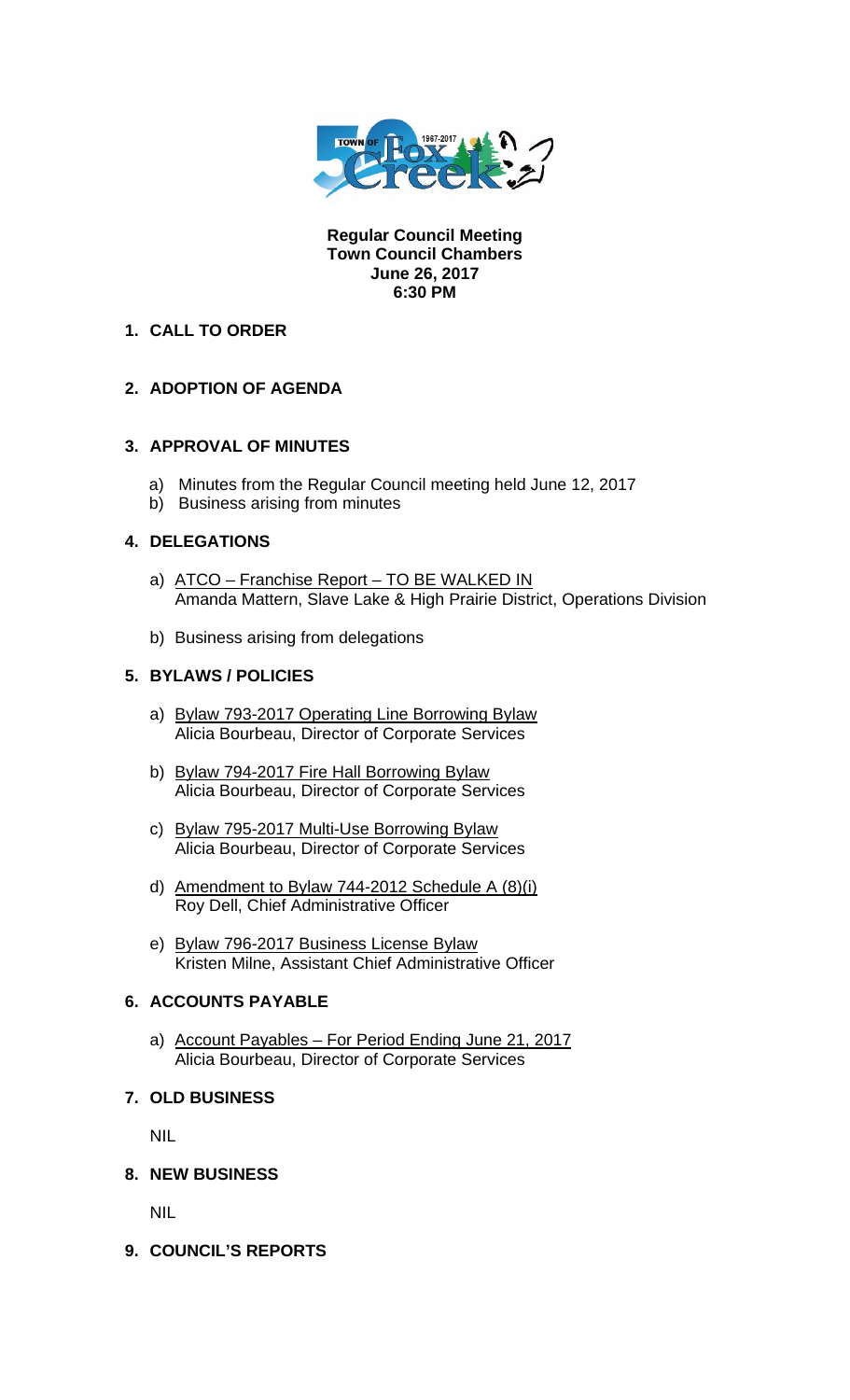**Regular Council Meeting**
**Town Council Chambers**
**June 26, 2017**
**6:30 PM**

## 1. CALL TO ORDER

## 2. ADOPTION OF AGENDA

## 3. APPROVAL OF MINUTES

a) Minutes from the Regular Council meeting held June 12, 2017
b) Business arising from minutes

## 4. DELEGATIONS

a) ATCO – Franchise Report – TO BE WALKED IN
Amanda Mattern, Slave Lake & High Prairie District, Operations Division

b) Business arising from delegations

## 5. BYLAWS / POLICIES

a) Bylaw 793-2017 Operating Line Borrowing Bylaw
Alicia Bourbeau, Director of Corporate Services

b) Bylaw 794-2017 Fire Hall Borrowing Bylaw
Alicia Bourbeau, Director of Corporate Services

c) Bylaw 795-2017 Multi-Use Borrowing Bylaw
Alicia Bourbeau, Director of Corporate Services

d) Amendment to Bylaw 744-2012 Schedule A (8)(i)
Roy Dell, Chief Administrative Officer

e) Bylaw 796-2017 Business License Bylaw
Kristen Milne, Assistant Chief Administrative Officer

## 6. ACCOUNTS PAYABLE

a) Account Payables – For Period Ending June 21, 2017
Alicia Bourbeau, Director of Corporate Services

## 7. OLD BUSINESS

NIL

## 8. NEW BUSINESS

NIL

## 9. COUNCIL'S REPORTS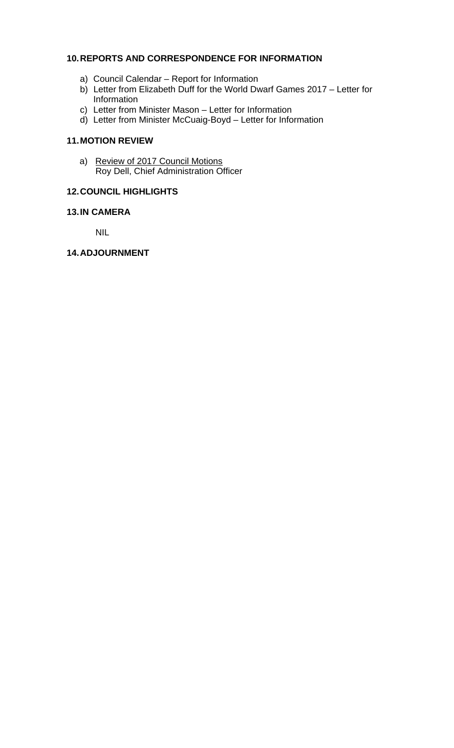## 10. REPORTS AND CORRESPONDENCE FOR INFORMATION

a) Council Calendar – Report for Information
b) Letter from Elizabeth Duff for the World Dwarf Games 2017 – Letter for Information
c) Letter from Minister Mason – Letter for Information
d) Letter from Minister McCuaig-Boyd – Letter for Information

## 11. MOTION REVIEW

a) Review of 2017 Council Motions
Roy Dell, Chief Administration Officer

## 12. COUNCIL HIGHLIGHTS

## 13. IN CAMERA

NIL

## 14. ADJOURNMENT